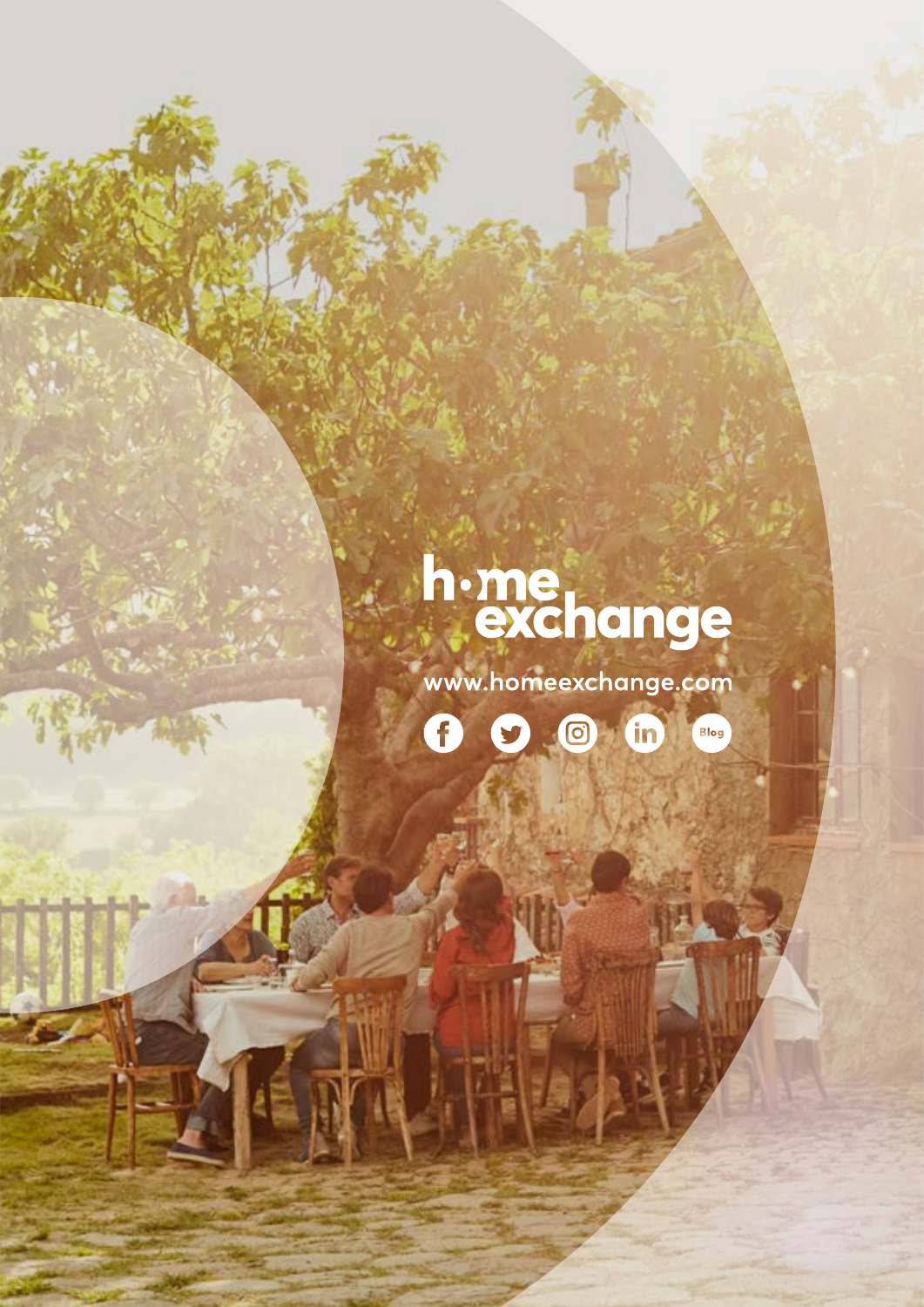home exchange

www.homeexchange.com

Blog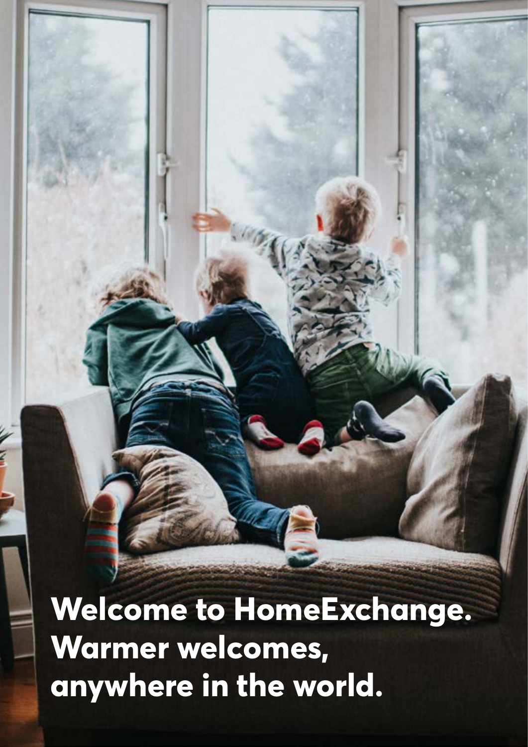# Welcome to HomeExchange. Warmer welcomes, anywhere in the world.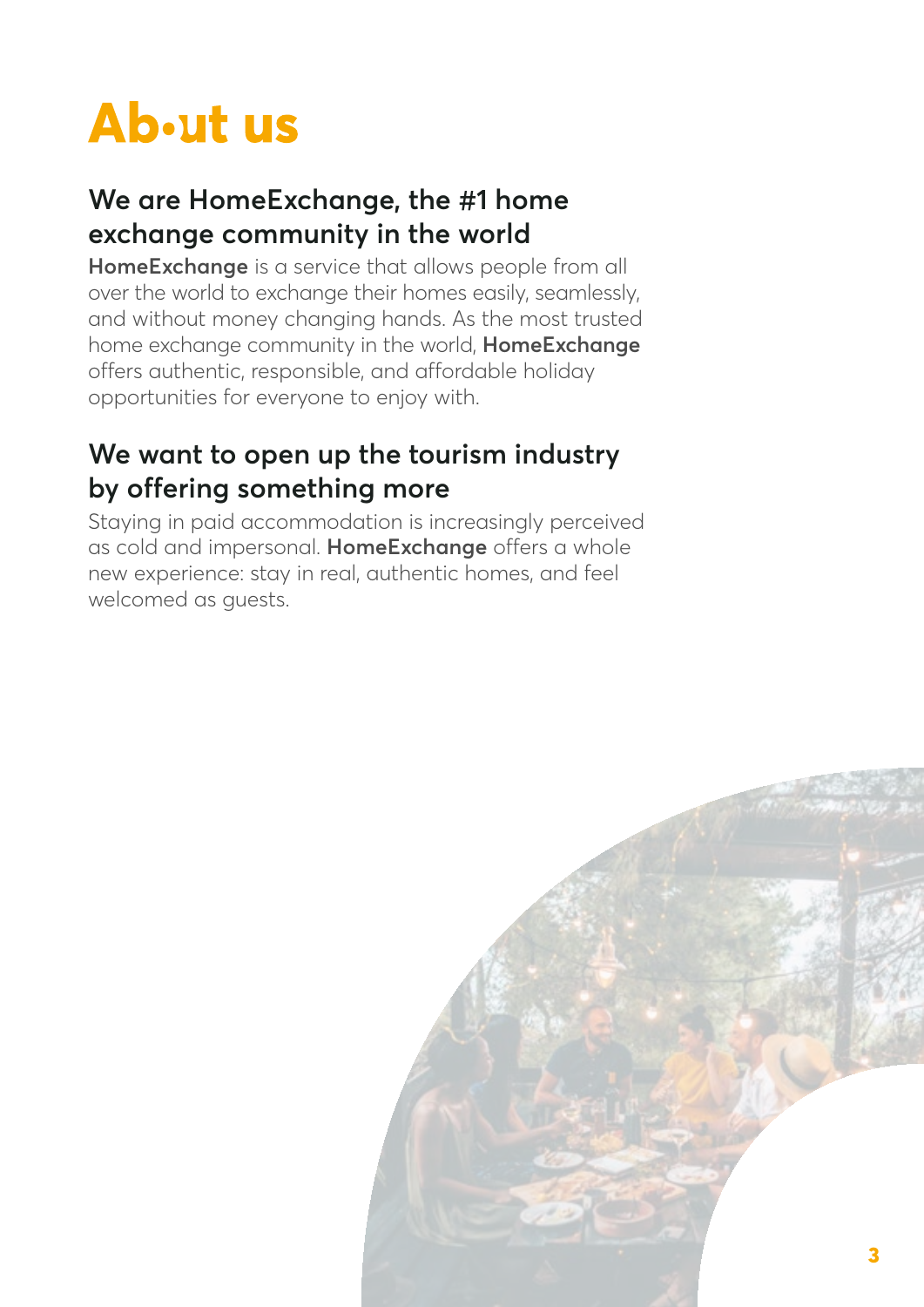# Ab•ut us

## We are HomeExchange, the #1 home exchange community in the world

**HomeExchange** is a service that allows people from all over the world to exchange their homes easily, seamlessly, and without money changing hands. As the most trusted home exchange community in the world, **HomeExchange** offers authentic, responsible, and affordable holiday opportunities for everyone to enjoy with.

## We want to open up the tourism industry by offering something more

Staying in paid accommodation is increasingly perceived as cold and impersonal. **HomeExchange** offers a whole new experience: stay in real, authentic homes, and feel welcomed as guests.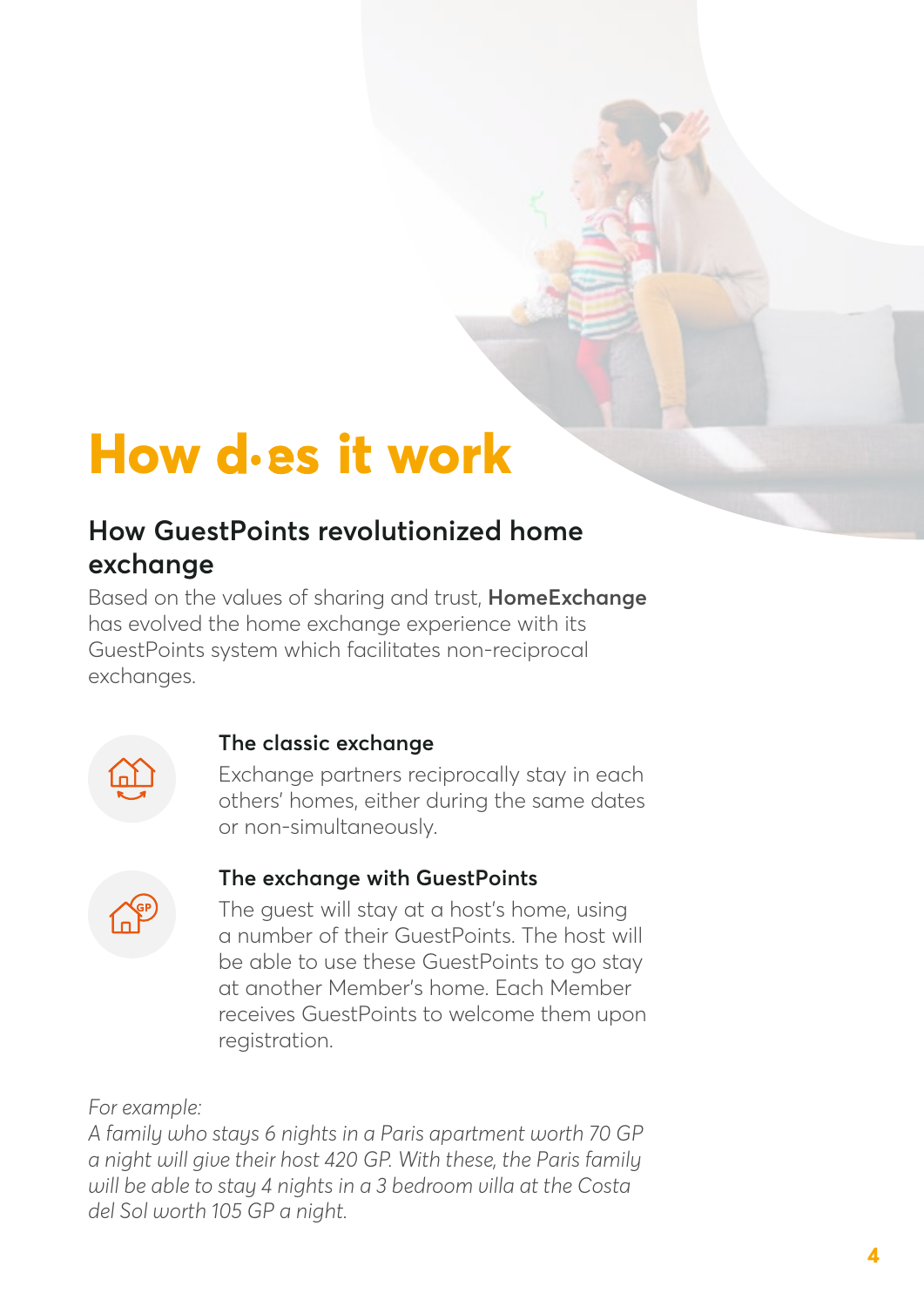# How does it work

## How GuestPoints revolutionized home exchange

Based on the values of sharing and trust, **HomeExchange** has evolved the home exchange experience with its GuestPoints system which facilitates non-reciprocal exchanges.

### The classic exchange

Exchange partners reciprocally stay in each others' homes, either during the same dates or non-simultaneously.

### The exchange with GuestPoints

The guest will stay at a host's home, using a number of their GuestPoints. The host will be able to use these GuestPoints to go stay at another Member's home. Each Member receives GuestPoints to welcome them upon registration.

*For example:*
*A family who stays 6 nights in a Paris apartment worth 70 GP a night will give their host 420 GP. With these, the Paris family will be able to stay 4 nights in a 3 bedroom villa at the Costa del Sol worth 105 GP a night.*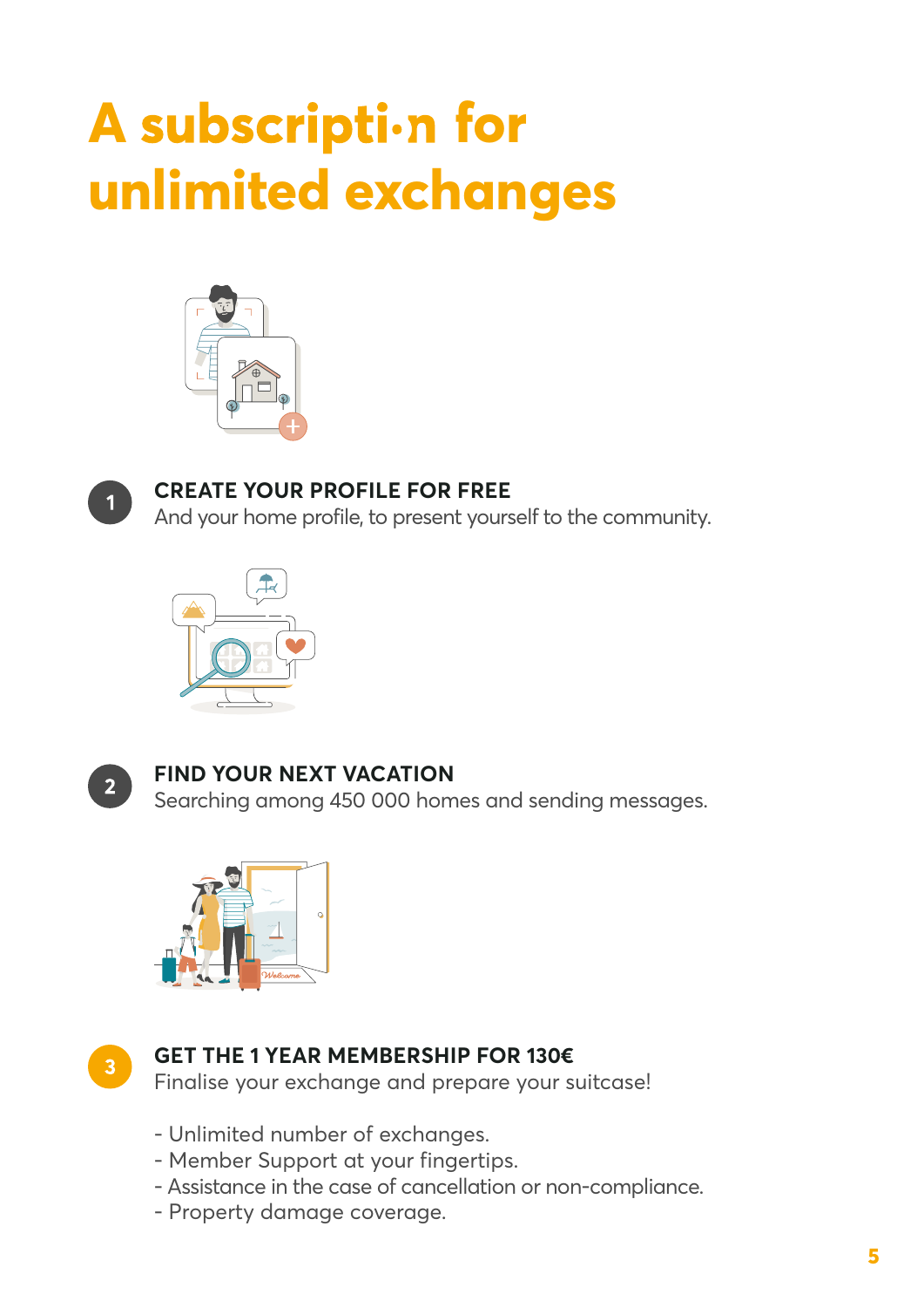# A subscripti·n for unlimited exchanges

**1** **CREATE YOUR PROFILE FOR FREE**
And your home profile, to present yourself to the community.

**2** **FIND YOUR NEXT VACATION**
Searching among 450 000 homes and sending messages.

**3** **GET THE 1 YEAR MEMBERSHIP FOR 130€**
Finalise your exchange and prepare your suitcase!

- Unlimited number of exchanges.
- Member Support at your fingertips.
- Assistance in the case of cancellation or non-compliance.
- Property damage coverage.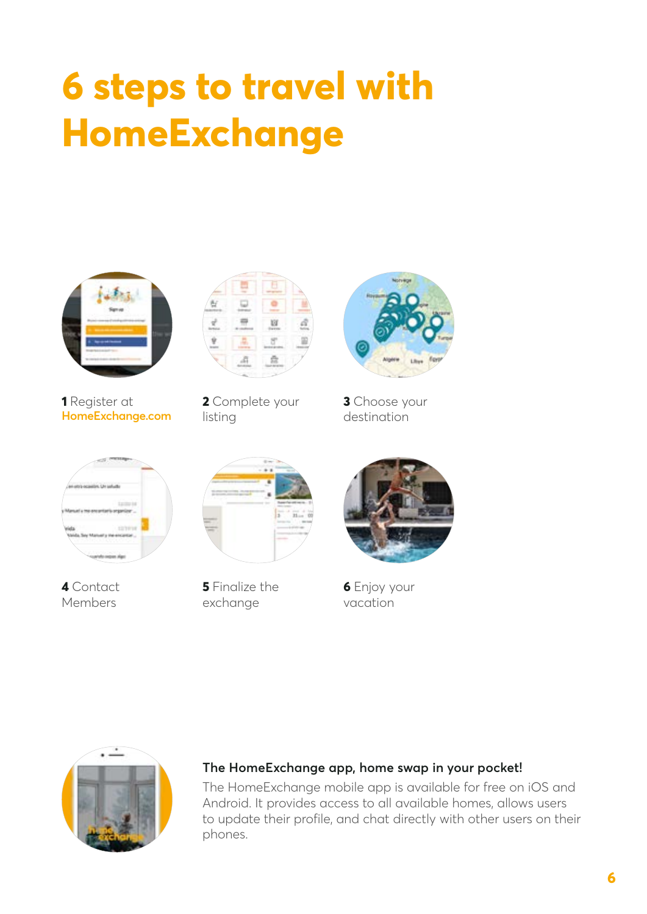# 6 steps to travel with HomeExchange

**1** Register at HomeExchange.com

**2** Complete your listing

**3** Choose your destination

**4** Contact Members

**5** Finalize the exchange

**6** Enjoy your vacation

**The HomeExchange app, home swap in your pocket!**

The HomeExchange mobile app is available for free on iOS and Android. It provides access to all available homes, allows users to update their profile, and chat directly with other users on their phones.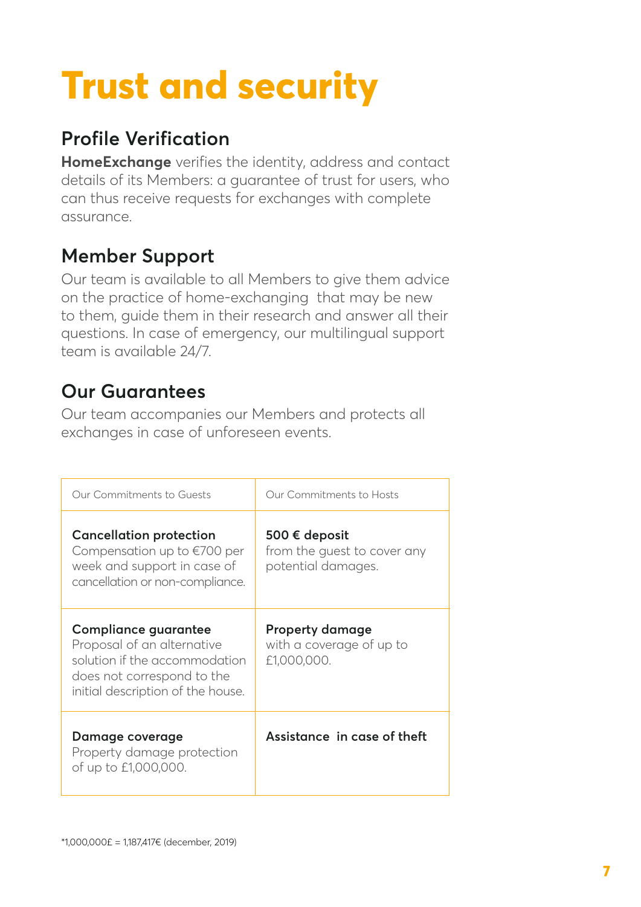# Trust and security

## Profile Verification

**HomeExchange** verifies the identity, address and contact details of its Members: a guarantee of trust for users, who can thus receive requests for exchanges with complete assurance.

## Member Support

Our team is available to all Members to give them advice on the practice of home-exchanging that may be new to them, guide them in their research and answer all their questions. In case of emergency, our multilingual support team is available 24/7.

## Our Guarantees

Our team accompanies our Members and protects all exchanges in case of unforeseen events.

| Our Commitments to Guests | Our Commitments to Hosts |
|---|---|
| **Cancellation protection** Compensation up to €700 per week and support in case of cancellation or non-compliance. | **500 € deposit** from the guest to cover any potential damages. |
| **Compliance guarantee** Proposal of an alternative solution if the accommodation does not correspond to the initial description of the house. | **Property damage** with a coverage of up to £1,000,000. |
| **Damage coverage** Property damage protection of up to £1,000,000. | **Assistance in case of theft** |

*1,000,000£ = 1,187,417€ (december, 2019)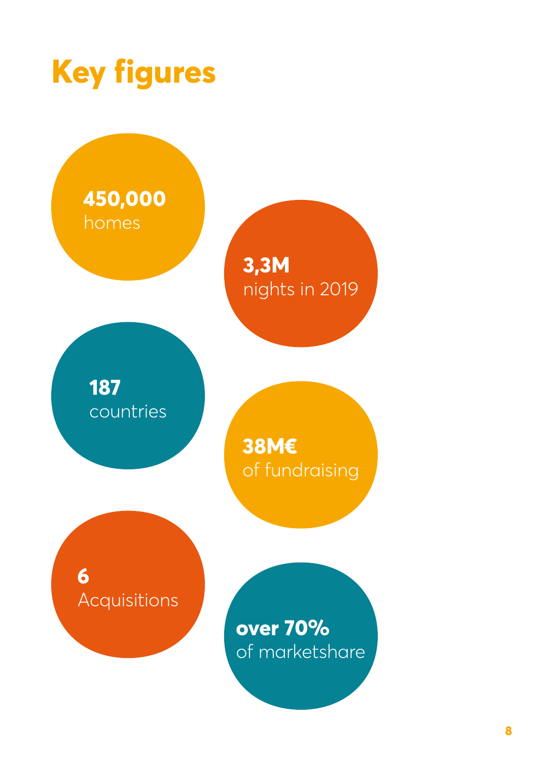# Key figures

**450,000**
homes

**3,3M**
nights in 2019

**187**
countries

**38M€**
of fundraising

**6**
Acquisitions

**over 70%**
of marketshare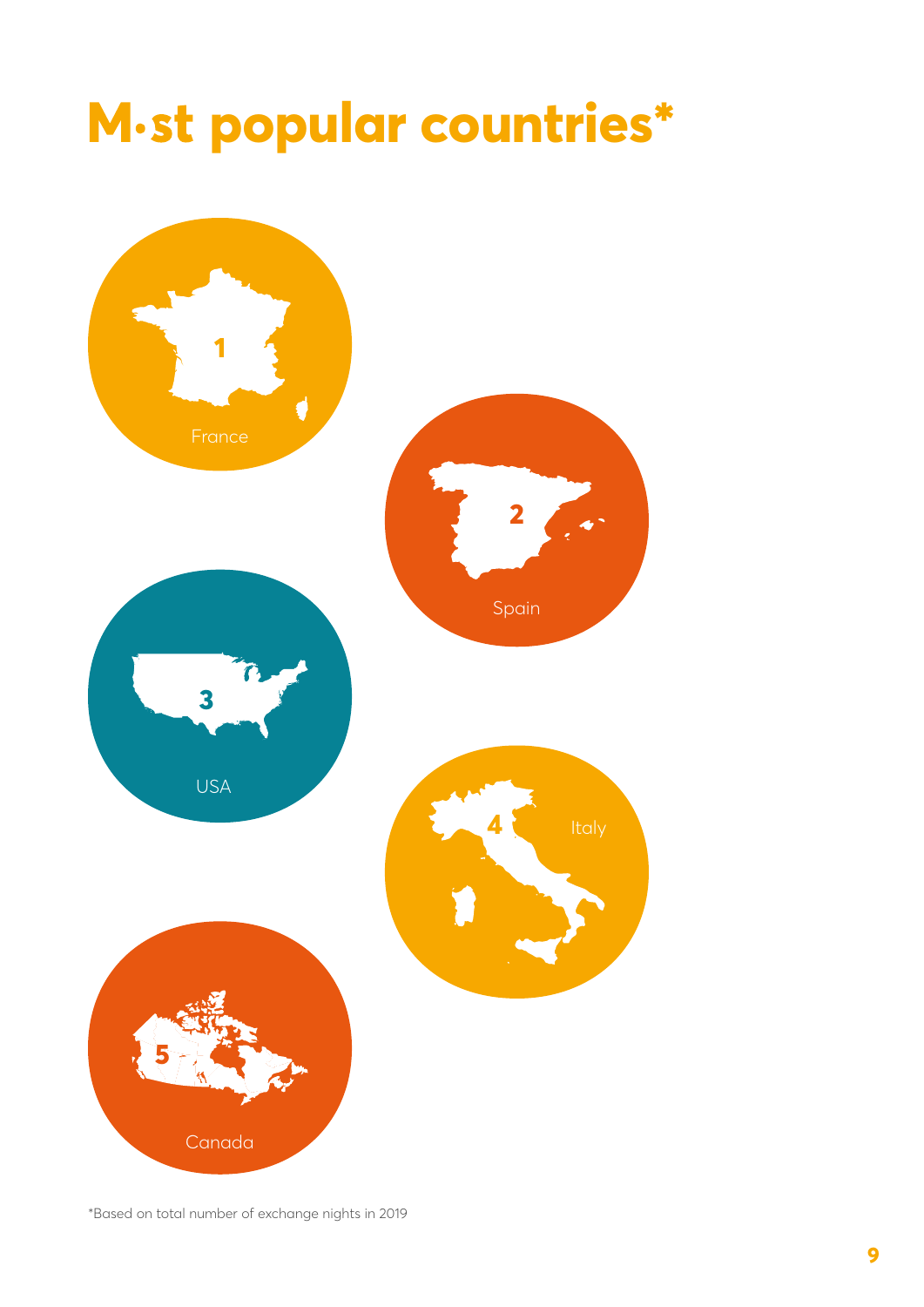# M•st popular countries*

1 France

2 Spain

3 USA

4 Italy

5 Canada

*Based on total number of exchange nights in 2019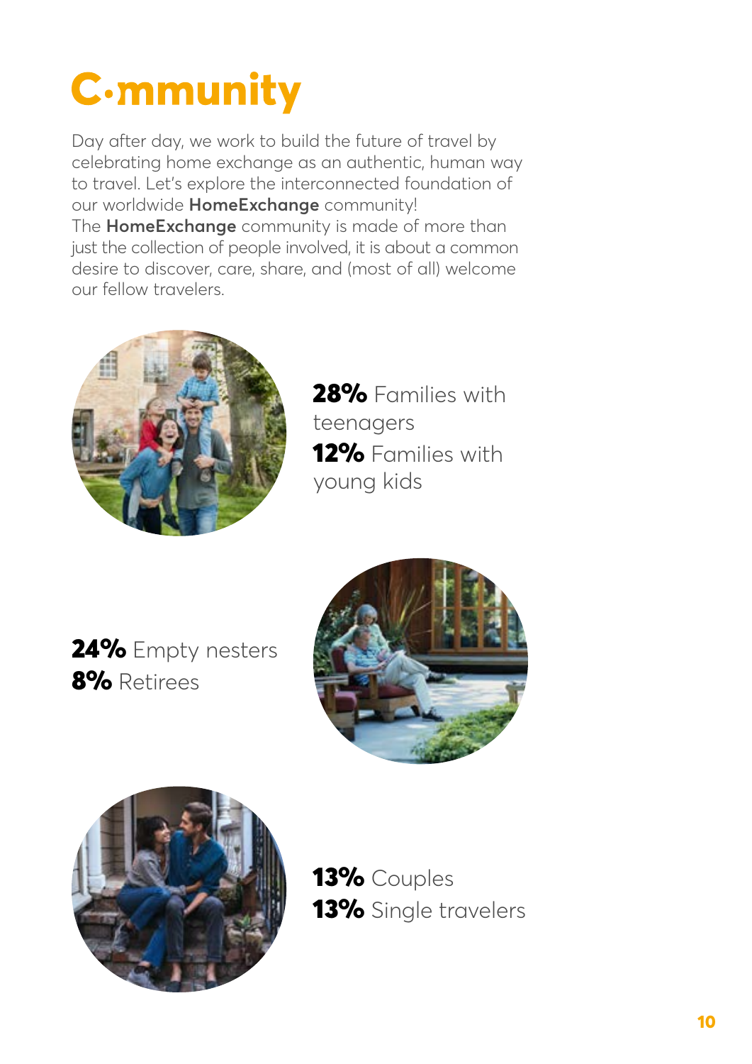# C·mmunity

Day after day, we work to build the future of travel by celebrating home exchange as an authentic, human way to travel. Let's explore the interconnected foundation of our worldwide **HomeExchange** community!
The **HomeExchange** community is made of more than just the collection of people involved, it is about a common desire to discover, care, share, and (most of all) welcome our fellow travelers.

**28%** Families with teenagers
**12%** Families with young kids

**24%** Empty nesters
**8%** Retirees

**13%** Couples
**13%** Single travelers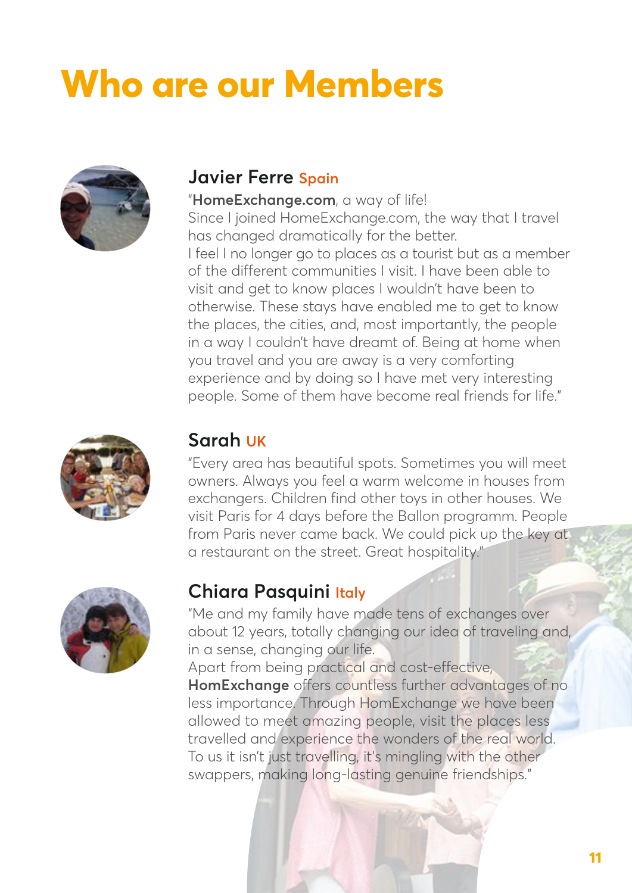# Who are our Members

## Javier Ferre Spain

"**HomeExchange.com**, a way of life!
Since I joined HomeExchange.com, the way that I travel has changed dramatically for the better.
I feel I no longer go to places as a tourist but as a member of the different communities I visit. I have been able to visit and get to know places I wouldn't have been to otherwise. These stays have enabled me to get to know the places, the cities, and, most importantly, the people in a way I couldn't have dreamt of. Being at home when you travel and you are away is a very comforting experience and by doing so I have met very interesting people. Some of them have become real friends for life."

## Sarah UK

"Every area has beautiful spots. Sometimes you will meet owners. Always you feel a warm welcome in houses from exchangers. Children find other toys in other houses. We visit Paris for 4 days before the Ballon programm. People from Paris never came back. We could pick up the key at a restaurant on the street. Great hospitality."

## Chiara Pasquini Italy

"Me and my family have made tens of exchanges over about 12 years, totally changing our idea of traveling and, in a sense, changing our life.
Apart from being practical and cost-effective, **HomExchange** offers countless further advantages of no less importance. Through HomExchange we have been allowed to meet amazing people, visit the places less travelled and experience the wonders of the real world. To us it isn't just travelling, it's mingling with the other swappers, making long-lasting genuine friendships."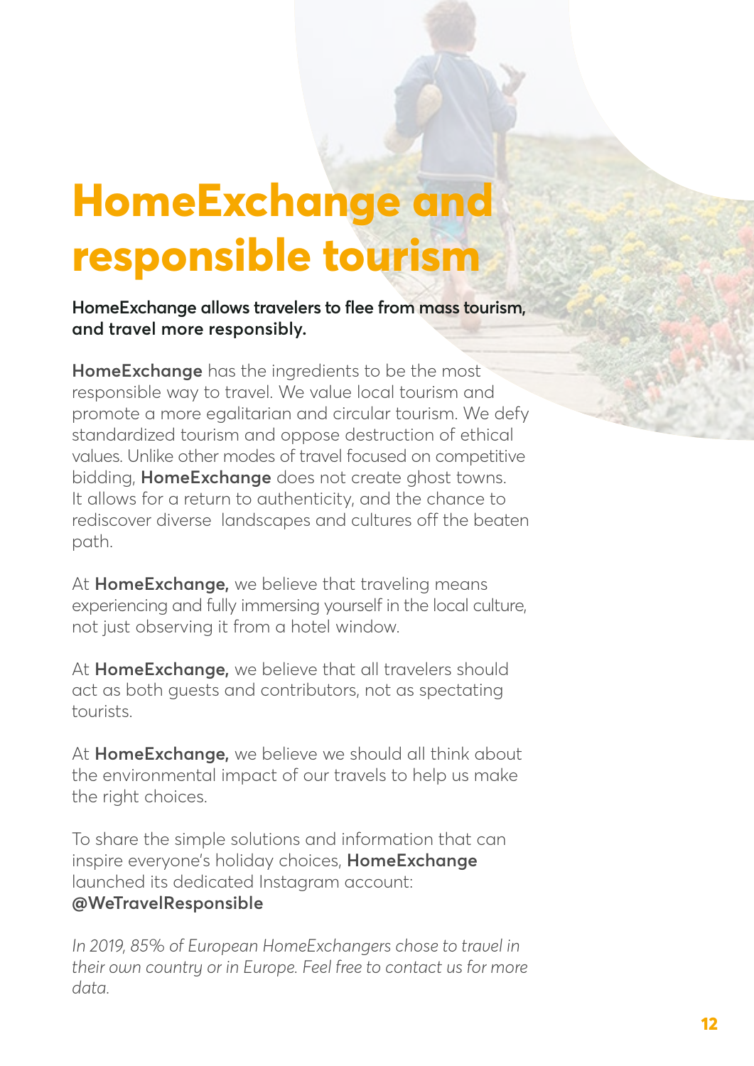# HomeExchange and responsible tourism

**HomeExchange allows travelers to flee from mass tourism, and travel more responsibly.**

**HomeExchange** has the ingredients to be the most responsible way to travel. We value local tourism and promote a more egalitarian and circular tourism. We defy standardized tourism and oppose destruction of ethical values. Unlike other modes of travel focused on competitive bidding, **HomeExchange** does not create ghost towns. It allows for a return to authenticity, and the chance to rediscover diverse landscapes and cultures off the beaten path.

At **HomeExchange,** we believe that traveling means experiencing and fully immersing yourself in the local culture, not just observing it from a hotel window.

At **HomeExchange,** we believe that all travelers should act as both guests and contributors, not as spectating tourists.

At **HomeExchange,** we believe we should all think about the environmental impact of our travels to help us make the right choices.

To share the simple solutions and information that can inspire everyone's holiday choices, **HomeExchange** launched its dedicated Instagram account: **@WeTravelResponsible**

*In 2019, 85% of European HomeExchangers chose to travel in their own country or in Europe. Feel free to contact us for more data.*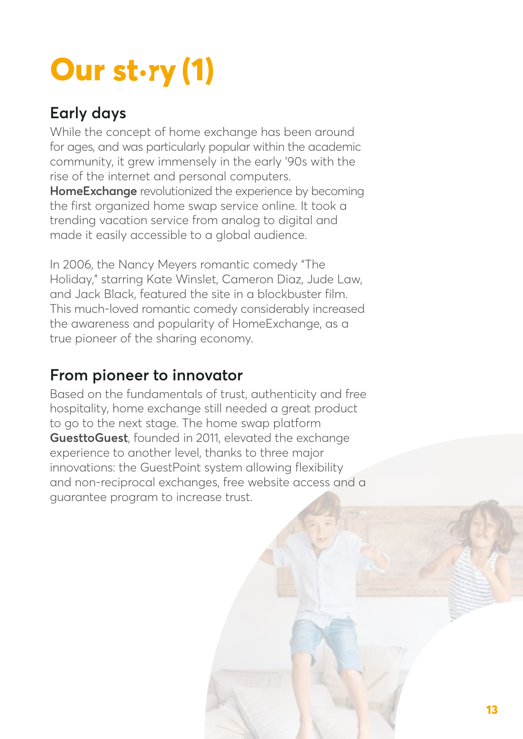# Our st•ry (1)

## Early days

While the concept of home exchange has been around for ages, and was particularly popular within the academic community, it grew immensely in the early '90s with the rise of the internet and personal computers. **HomeExchange** revolutionized the experience by becoming the first organized home swap service online. It took a trending vacation service from analog to digital and made it easily accessible to a global audience.

In 2006, the Nancy Meyers romantic comedy "The Holiday," starring Kate Winslet, Cameron Diaz, Jude Law, and Jack Black, featured the site in a blockbuster film. This much-loved romantic comedy considerably increased the awareness and popularity of HomeExchange, as a true pioneer of the sharing economy.

## From pioneer to innovator

Based on the fundamentals of trust, authenticity and free hospitality, home exchange still needed a great product to go to the next stage. The home swap platform **GuesttoGuest**, founded in 2011, elevated the exchange experience to another level, thanks to three major innovations: the GuestPoint system allowing flexibility and non-reciprocal exchanges, free website access and a guarantee program to increase trust.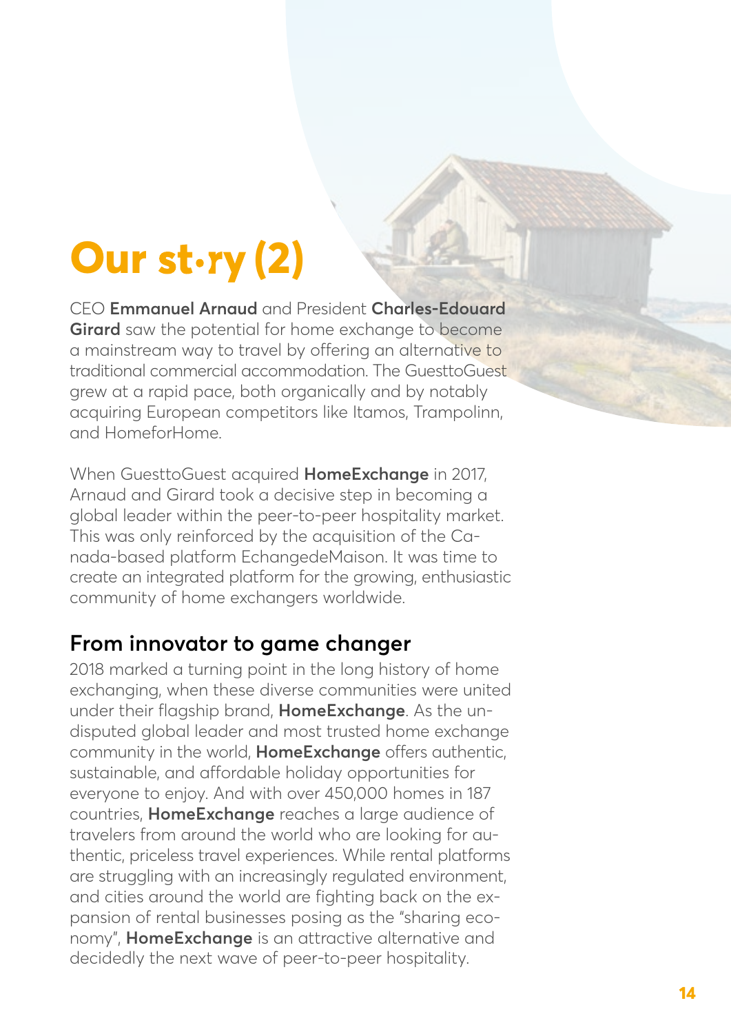# Our st•ry (2)

CEO **Emmanuel Arnaud** and President **Charles-Edouard Girard** saw the potential for home exchange to become a mainstream way to travel by offering an alternative to traditional commercial accommodation. The GuesttoGuest grew at a rapid pace, both organically and by notably acquiring European competitors like Itamos, Trampolinn, and HomeforHome.

When GuesttoGuest acquired **HomeExchange** in 2017, Arnaud and Girard took a decisive step in becoming a global leader within the peer-to-peer hospitality market. This was only reinforced by the acquisition of the Canada-based platform EchangedeMaison. It was time to create an integrated platform for the growing, enthusiastic community of home exchangers worldwide.

## From innovator to game changer

2018 marked a turning point in the long history of home exchanging, when these diverse communities were united under their flagship brand, **HomeExchange**. As the undisputed global leader and most trusted home exchange community in the world, **HomeExchange** offers authentic, sustainable, and affordable holiday opportunities for everyone to enjoy. And with over 450,000 homes in 187 countries, **HomeExchange** reaches a large audience of travelers from around the world who are looking for authentic, priceless travel experiences. While rental platforms are struggling with an increasingly regulated environment, and cities around the world are fighting back on the expansion of rental businesses posing as the "sharing economy", **HomeExchange** is an attractive alternative and decidedly the next wave of peer-to-peer hospitality.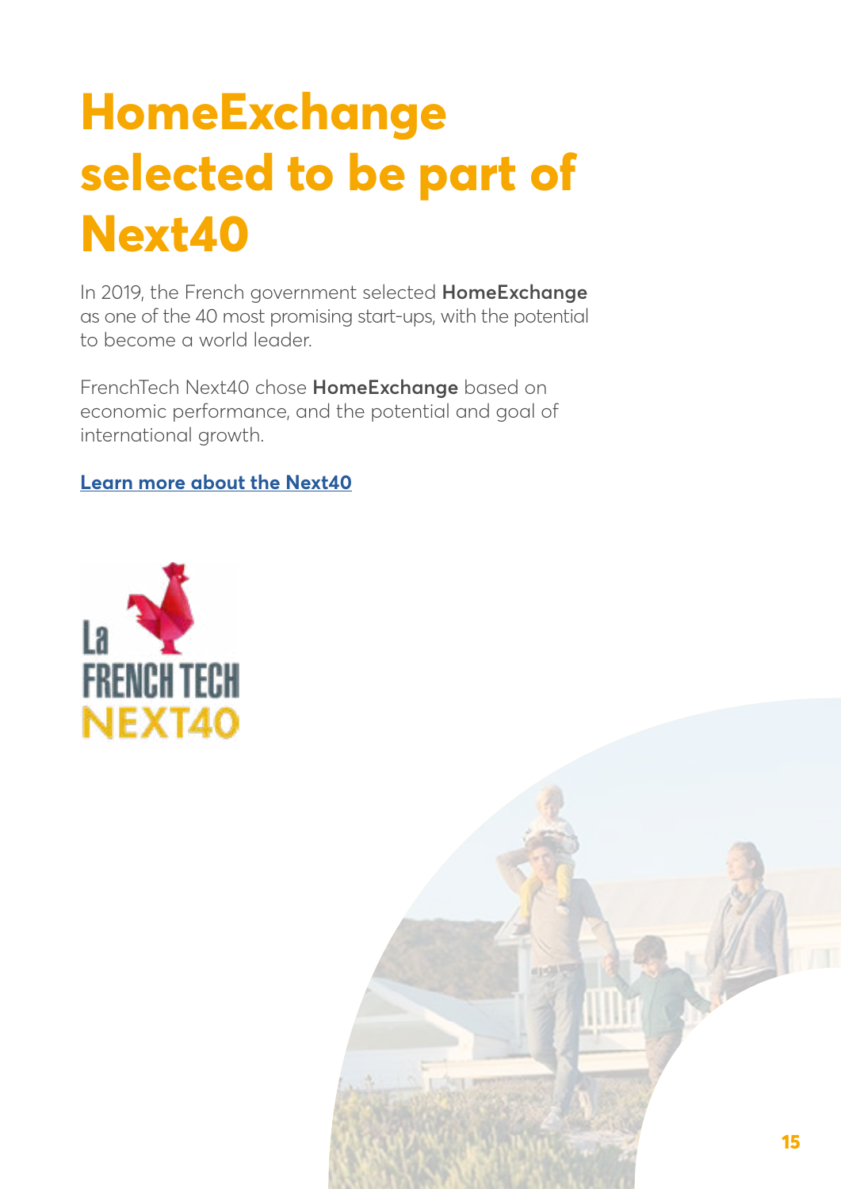# HomeExchange selected to be part of Next40

In 2019, the French government selected **HomeExchange** as one of the 40 most promising start-ups, with the potential to become a world leader.

FrenchTech Next40 chose **HomeExchange** based on economic performance, and the potential and goal of international growth.

**Learn more about the Next40**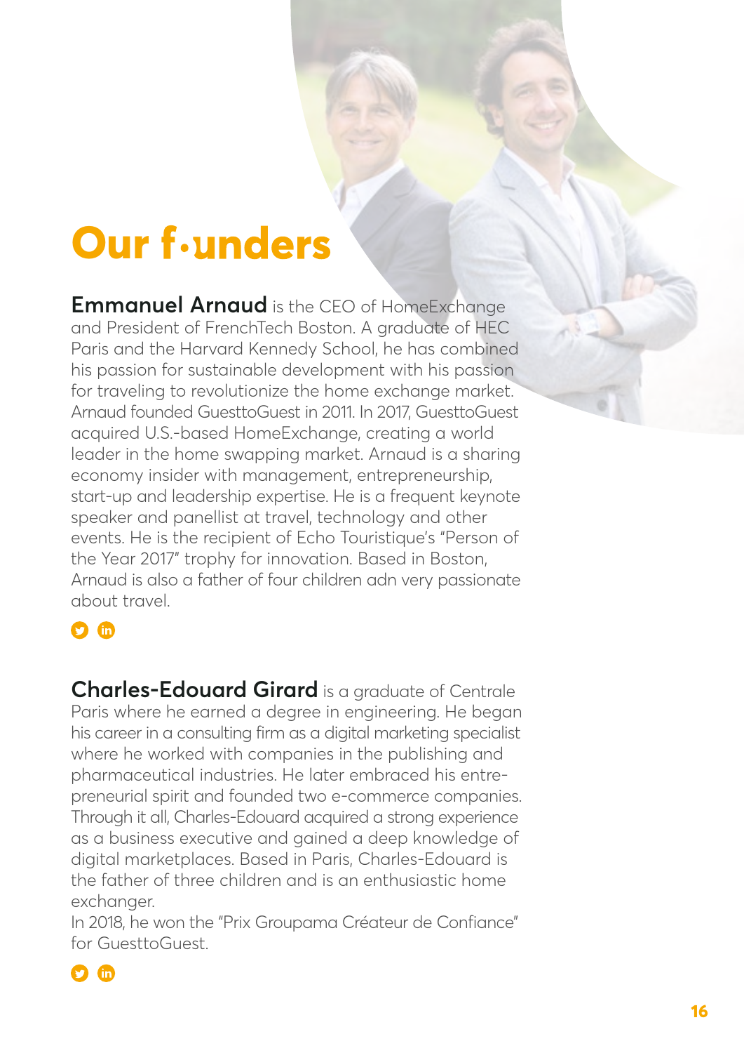# Our founders

**Emmanuel Arnaud** is the CEO of HomeExchange and President of FrenchTech Boston. A graduate of HEC Paris and the Harvard Kennedy School, he has combined his passion for sustainable development with his passion for traveling to revolutionize the home exchange market. Arnaud founded GuesttoGuest in 2011. In 2017, GuesttoGuest acquired U.S.-based HomeExchange, creating a world leader in the home swapping market. Arnaud is a sharing economy insider with management, entrepreneurship, start-up and leadership expertise. He is a frequent keynote speaker and panellist at travel, technology and other events. He is the recipient of Echo Touristique's "Person of the Year 2017" trophy for innovation. Based in Boston, Arnaud is also a father of four children adn very passionate about travel.

**Charles-Edouard Girard** is a graduate of Centrale Paris where he earned a degree in engineering. He began his career in a consulting firm as a digital marketing specialist where he worked with companies in the publishing and pharmaceutical industries. He later embraced his entrepreneurial spirit and founded two e-commerce companies. Through it all, Charles-Edouard acquired a strong experience as a business executive and gained a deep knowledge of digital marketplaces. Based in Paris, Charles-Edouard is the father of three children and is an enthusiastic home exchanger.
In 2018, he won the "Prix Groupama Créateur de Confiance" for GuesttoGuest.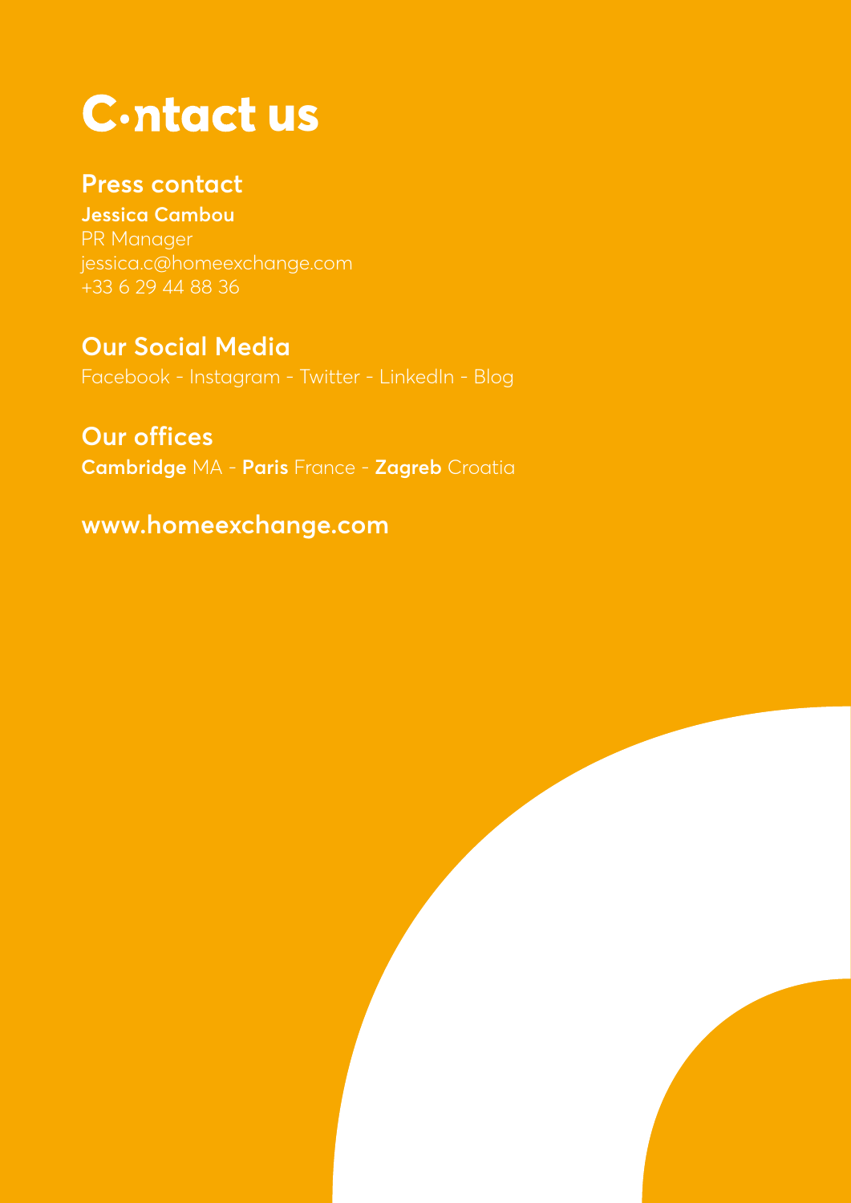# C•ntact us

## Press contact

**Jessica Cambou**
PR Manager
jessica.c@homeexchange.com
+33 6 29 44 88 36

## Our Social Media

Facebook - Instagram - Twitter - LinkedIn - Blog

## Our offices

**Cambridge** MA - **Paris** France - **Zagreb** Croatia

## www.homeexchange.com